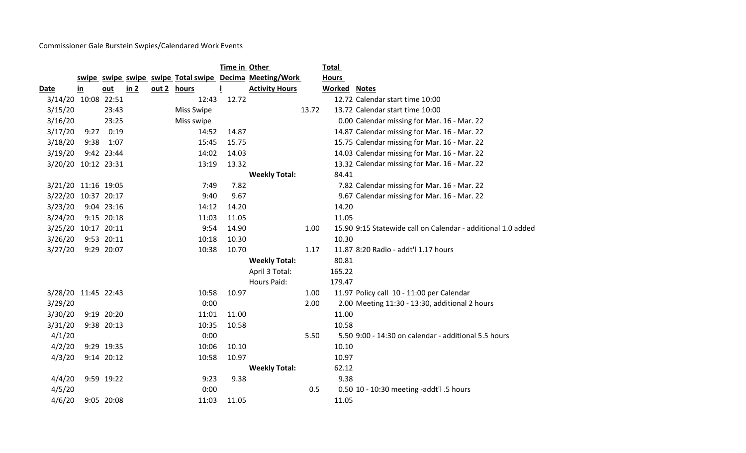Commissioner Gale Burstein Swpies/Calendared Work Events

| Date | swipe in | swipe out | swipe in 2 | swipe out 2 | Total swipe hours | Time in Decimal | Other Meeting/Work Activity Hours | | Total Hours Worked | Notes |
|---|---|---|---|---|---|---|---|---|---|---|
| 3/14/20 | 10:08 | 22:51 | | | 12:43 | 12.72 | | | 12.72 | Calendar start time 10:00 |
| 3/15/20 | | 23:43 | | | Miss Swipe | | | 13.72 | 13.72 | Calendar start time 10:00 |
| 3/16/20 | | 23:25 | | | Miss swipe | | | | 0.00 | Calendar missing for Mar. 16 - Mar. 22 |
| 3/17/20 | 9:27 | 0:19 | | | 14:52 | 14.87 | | | 14.87 | Calendar missing for Mar. 16 - Mar. 22 |
| 3/18/20 | 9:38 | 1:07 | | | 15:45 | 15.75 | | | 15.75 | Calendar missing for Mar. 16 - Mar. 22 |
| 3/19/20 | 9:42 | 23:44 | | | 14:02 | 14.03 | | | 14.03 | Calendar missing for Mar. 16 - Mar. 22 |
| 3/20/20 | 10:12 | 23:31 | | | 13:19 | 13.32 | | | 13.32 | Calendar missing for Mar. 16 - Mar. 22 |
| | | | | | | | Weekly Total: | | 84.41 | |
| 3/21/20 | 11:16 | 19:05 | | | 7:49 | 7.82 | | | 7.82 | Calendar missing for Mar. 16 - Mar. 22 |
| 3/22/20 | 10:37 | 20:17 | | | 9:40 | 9.67 | | | 9.67 | Calendar missing for Mar. 16 - Mar. 22 |
| 3/23/20 | 9:04 | 23:16 | | | 14:12 | 14.20 | | | 14.20 | |
| 3/24/20 | 9:15 | 20:18 | | | 11:03 | 11.05 | | | 11.05 | |
| 3/25/20 | 10:17 | 20:11 | | | 9:54 | 14.90 | | 1.00 | 15.90 | 9:15 Statewide call on Calendar - additional 1.0 added |
| 3/26/20 | 9:53 | 20:11 | | | 10:18 | 10.30 | | | 10.30 | |
| 3/27/20 | 9:29 | 20:07 | | | 10:38 | 10.70 | | 1.17 | 11.87 | 8:20 Radio - addt'l 1.17 hours |
| | | | | | | | Weekly Total: | | 80.81 | |
| | | | | | | | April 3 Total: | | 165.22 | |
| | | | | | | | Hours Paid: | | 179.47 | |
| 3/28/20 | 11:45 | 22:43 | | | 10:58 | 10.97 | | 1.00 | 11.97 | Policy call 10 - 11:00 per Calendar |
| 3/29/20 | | | | | 0:00 | | | 2.00 | 2.00 | Meeting 11:30 - 13:30, additional 2 hours |
| 3/30/20 | 9:19 | 20:20 | | | 11:01 | 11.00 | | | 11.00 | |
| 3/31/20 | 9:38 | 20:13 | | | 10:35 | 10.58 | | | 10.58 | |
| 4/1/20 | | | | | 0:00 | | | 5.50 | 5.50 | 9:00 - 14:30 on calendar - additional 5.5 hours |
| 4/2/20 | 9:29 | 19:35 | | | 10:06 | 10.10 | | | 10.10 | |
| 4/3/20 | 9:14 | 20:12 | | | 10:58 | 10.97 | | | 10.97 | |
| | | | | | | | Weekly Total: | | 62.12 | |
| 4/4/20 | 9:59 | 19:22 | | | 9:23 | 9.38 | | | 9.38 | |
| 4/5/20 | | | | | 0:00 | | | 0.5 | 0.50 | 10 - 10:30 meeting -addt'l .5 hours |
| 4/6/20 | 9:05 | 20:08 | | | 11:03 | 11.05 | | | 11.05 | |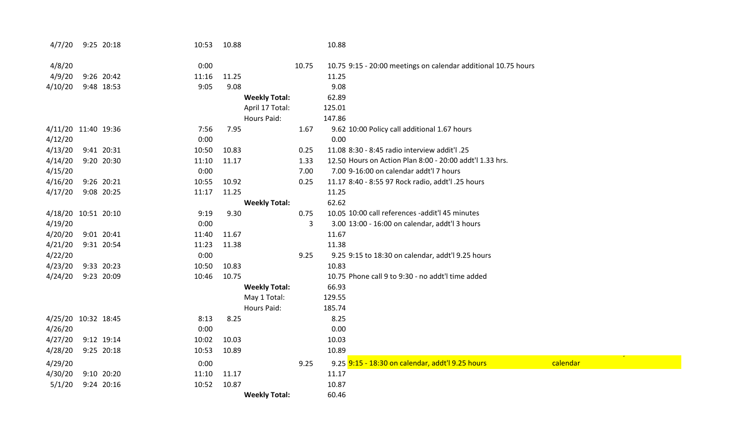| Date | In | Out | Duration | Hours | Label | Addt'l | Total | Notes |
|---|---|---|---|---|---|---|---|---|
| 4/7/20 | 9:25 | 20:18 | 10:53 | 10.88 | | | 10.88 | |
| 4/8/20 | | | 0:00 | | | 10.75 | 10.75 | 9:15 - 20:00 meetings on calendar additional 10.75 hours |
| 4/9/20 | 9:26 | 20:42 | 11:16 | 11.25 | | | 11.25 | |
| 4/10/20 | 9:48 | 18:53 | 9:05 | 9.08 | | | 9.08 | |
| | | | | | **Weekly Total:** | | 62.89 | |
| | | | | | April 17 Total: | | 125.01 | |
| | | | | | Hours Paid: | | 147.86 | |
| 4/11/20 | 11:40 | 19:36 | 7:56 | 7.95 | | 1.67 | 9.62 | 10:00 Policy call additional 1.67 hours |
| 4/12/20 | | | 0:00 | | | | 0.00 | |
| 4/13/20 | 9:41 | 20:31 | 10:50 | 10.83 | | 0.25 | 11.08 | 8:30 - 8:45 radio interview addit'l .25 |
| 4/14/20 | 9:20 | 20:30 | 11:10 | 11.17 | | 1.33 | 12.50 | Hours on Action Plan 8:00 - 20:00 addt'l 1.33 hrs. |
| 4/15/20 | | | 0:00 | | | 7.00 | 7.00 | 9-16:00 on calendar addt'l 7 hours |
| 4/16/20 | 9:26 | 20:21 | 10:55 | 10.92 | | 0.25 | 11.17 | 8:40 - 8:55 97 Rock radio, addt'l .25 hours |
| 4/17/20 | 9:08 | 20:25 | 11:17 | 11.25 | | | 11.25 | |
| | | | | | **Weekly Total:** | | 62.62 | |
| 4/18/20 | 10:51 | 20:10 | 9:19 | 9.30 | | 0.75 | 10.05 | 10:00 call references -addit'l 45 minutes |
| 4/19/20 | | | 0:00 | | | 3 | 3.00 | 13:00 - 16:00 on calendar, addt'l 3 hours |
| 4/20/20 | 9:01 | 20:41 | 11:40 | 11.67 | | | 11.67 | |
| 4/21/20 | 9:31 | 20:54 | 11:23 | 11.38 | | | 11.38 | |
| 4/22/20 | | | 0:00 | | | 9.25 | 9.25 | 9:15 to 18:30 on calendar, addt'l 9.25 hours |
| 4/23/20 | 9:33 | 20:23 | 10:50 | 10.83 | | | 10.83 | |
| 4/24/20 | 9:23 | 20:09 | 10:46 | 10.75 | | | 10.75 | Phone call 9 to 9:30 - no addt'l time added |
| | | | | | **Weekly Total:** | | 66.93 | |
| | | | | | May 1 Total: | | 129.55 | |
| | | | | | Hours Paid: | | 185.74 | |
| 4/25/20 | 10:32 | 18:45 | 8:13 | 8.25 | | | 8.25 | |
| 4/26/20 | | | 0:00 | | | | 0.00 | |
| 4/27/20 | 9:12 | 19:14 | 10:02 | 10.03 | | | 10.03 | |
| 4/28/20 | 9:25 | 20:18 | 10:53 | 10.89 | | | 10.89 | |
| 4/29/20 | | | 0:00 | | | 9.25 | 9.25 | 9:15 - 18:30 on calendar, addt'l 9.25 hours calendar |
| 4/30/20 | 9:10 | 20:20 | 11:10 | 11.17 | | | 11.17 | |
| 5/1/20 | 9:24 | 20:16 | 10:52 | 10.87 | | | 10.87 | |
| | | | | | **Weekly Total:** | | 60.46 | |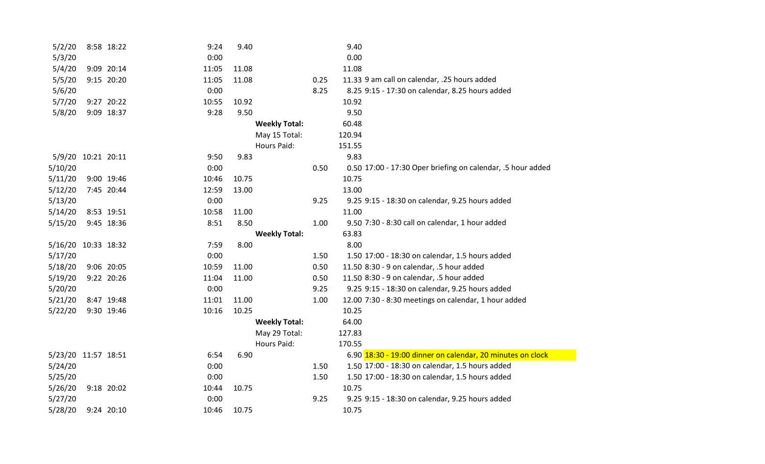| Date | In | Out | Duration | Hours | Label | Added | Total | Notes |
|---|---|---|---|---|---|---|---|---|
| 5/2/20 | 8:58 | 18:22 | 9:24 | 9.40 | | | 9.40 | |
| 5/3/20 | | | 0:00 | | | | 0.00 | |
| 5/4/20 | 9:09 | 20:14 | 11:05 | 11.08 | | | 11.08 | |
| 5/5/20 | 9:15 | 20:20 | 11:05 | 11.08 | | 0.25 | 11.33 | 9 am call on calendar, .25 hours added |
| 5/6/20 | | | 0:00 | | | 8.25 | 8.25 | 9:15 - 17:30 on calendar, 8.25 hours added |
| 5/7/20 | 9:27 | 20:22 | 10:55 | 10.92 | | | 10.92 | |
| 5/8/20 | 9:09 | 18:37 | 9:28 | 9.50 | | | 9.50 | |
| | | | | | **Weekly Total:** | | 60.48 | |
| | | | | | May 15 Total: | | 120.94 | |
| | | | | | Hours Paid: | | 151.55 | |
| 5/9/20 | 10:21 | 20:11 | 9:50 | 9.83 | | | 9.83 | |
| 5/10/20 | | | 0:00 | | | 0.50 | 0.50 | 17:00 - 17:30 Oper briefing on calendar, .5 hour added |
| 5/11/20 | 9:00 | 19:46 | 10:46 | 10.75 | | | 10.75 | |
| 5/12/20 | 7:45 | 20:44 | 12:59 | 13.00 | | | 13.00 | |
| 5/13/20 | | | 0:00 | | | 9.25 | 9.25 | 9:15 - 18:30 on calendar, 9.25 hours added |
| 5/14/20 | 8:53 | 19:51 | 10:58 | 11.00 | | | 11.00 | |
| 5/15/20 | 9:45 | 18:36 | 8:51 | 8.50 | | 1.00 | 9.50 | 7:30 - 8:30 call on calendar, 1 hour added |
| | | | | | **Weekly Total:** | | 63.83 | |
| 5/16/20 | 10:33 | 18:32 | 7:59 | 8.00 | | | 8.00 | |
| 5/17/20 | | | 0:00 | | | 1.50 | 1.50 | 17:00 - 18:30 on calendar, 1.5 hours added |
| 5/18/20 | 9:06 | 20:05 | 10:59 | 11.00 | | 0.50 | 11.50 | 8:30 - 9 on calendar, .5 hour added |
| 5/19/20 | 9:22 | 20:26 | 11:04 | 11.00 | | 0.50 | 11.50 | 8:30 - 9 on calendar, .5 hour added |
| 5/20/20 | | | 0:00 | | | 9.25 | 9.25 | 9:15 - 18:30 on calendar, 9.25 hours added |
| 5/21/20 | 8:47 | 19:48 | 11:01 | 11.00 | | 1.00 | 12.00 | 7:30 - 8:30 meetings on calendar, 1 hour added |
| 5/22/20 | 9:30 | 19:46 | 10:16 | 10.25 | | | 10.25 | |
| | | | | | **Weekly Total:** | | 64.00 | |
| | | | | | May 29 Total: | | 127.83 | |
| | | | | | Hours Paid: | | 170.55 | |
| 5/23/20 | 11:57 | 18:51 | 6:54 | 6.90 | | | 6.90 | 18:30 - 19:00 dinner on calendar, 20 minutes on clock |
| 5/24/20 | | | 0:00 | | | 1.50 | 1.50 | 17:00 - 18:30 on calendar, 1.5 hours added |
| 5/25/20 | | | 0:00 | | | 1.50 | 1.50 | 17:00 - 18:30 on calendar, 1.5 hours added |
| 5/26/20 | 9:18 | 20:02 | 10:44 | 10.75 | | | 10.75 | |
| 5/27/20 | | | 0:00 | | | 9.25 | 9.25 | 9:15 - 18:30 on calendar, 9.25 hours added |
| 5/28/20 | 9:24 | 20:10 | 10:46 | 10.75 | | | 10.75 | |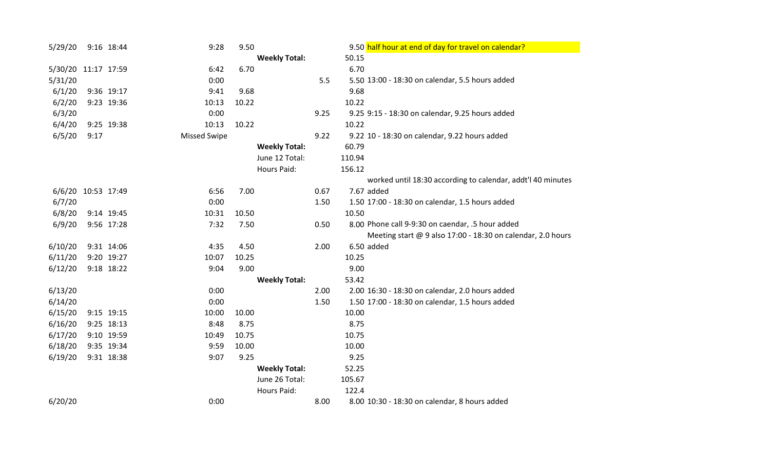| Date | In | Out | Duration | Hours | Label | Added | Total | Notes |
|---|---|---|---|---|---|---|---|---|
| 5/29/20 | 9:16 | 18:44 | 9:28 | 9.50 | | | 9.50 | half hour at end of day for travel on calendar? |
| | | | | | **Weekly Total:** | | 50.15 | |
| 5/30/20 | 11:17 | 17:59 | 6:42 | 6.70 | | | 6.70 | |
| 5/31/20 | | | 0:00 | | | 5.5 | 5.50 | 13:00 - 18:30 on calendar, 5.5 hours added |
| 6/1/20 | 9:36 | 19:17 | 9:41 | 9.68 | | | 9.68 | |
| 6/2/20 | 9:23 | 19:36 | 10:13 | 10.22 | | | 10.22 | |
| 6/3/20 | | | 0:00 | | | 9.25 | 9.25 | 9:15 - 18:30 on calendar, 9.25 hours added |
| 6/4/20 | 9:25 | 19:38 | 10:13 | 10.22 | | | 10.22 | |
| 6/5/20 | 9:17 | | Missed Swipe | | | 9.22 | 9.22 | 10 - 18:30 on calendar, 9.22 hours added |
| | | | | | **Weekly Total:** | | 60.79 | |
| | | | | | June 12 Total: | | 110.94 | |
| | | | | | Hours Paid: | | 156.12 | |
| | | | | | | | | worked until 18:30 according to calendar, addt'l 40 minutes |
| 6/6/20 | 10:53 | 17:49 | 6:56 | 7.00 | | 0.67 | 7.67 | added |
| 6/7/20 | | | 0:00 | | | 1.50 | 1.50 | 17:00 - 18:30 on calendar, 1.5 hours added |
| 6/8/20 | 9:14 | 19:45 | 10:31 | 10.50 | | | 10.50 | |
| 6/9/20 | 9:56 | 17:28 | 7:32 | 7.50 | | 0.50 | 8.00 | Phone call 9-9:30 on caendar, .5 hour added |
| | | | | | | | | Meeting start @ 9 also 17:00 - 18:30 on calendar, 2.0 hours |
| 6/10/20 | 9:31 | 14:06 | 4:35 | 4.50 | | 2.00 | 6.50 | added |
| 6/11/20 | 9:20 | 19:27 | 10:07 | 10.25 | | | 10.25 | |
| 6/12/20 | 9:18 | 18:22 | 9:04 | 9.00 | | | 9.00 | |
| | | | | | **Weekly Total:** | | 53.42 | |
| 6/13/20 | | | 0:00 | | | 2.00 | 2.00 | 16:30 - 18:30 on calendar, 2.0 hours added |
| 6/14/20 | | | 0:00 | | | 1.50 | 1.50 | 17:00 - 18:30 on calendar, 1.5 hours added |
| 6/15/20 | 9:15 | 19:15 | 10:00 | 10.00 | | | 10.00 | |
| 6/16/20 | 9:25 | 18:13 | 8:48 | 8.75 | | | 8.75 | |
| 6/17/20 | 9:10 | 19:59 | 10:49 | 10.75 | | | 10.75 | |
| 6/18/20 | 9:35 | 19:34 | 9:59 | 10.00 | | | 10.00 | |
| 6/19/20 | 9:31 | 18:38 | 9:07 | 9.25 | | | 9.25 | |
| | | | | | **Weekly Total:** | | 52.25 | |
| | | | | | June 26 Total: | | 105.67 | |
| | | | | | Hours Paid: | | 122.4 | |
| 6/20/20 | | | 0:00 | | | 8.00 | 8.00 | 10:30 - 18:30 on calendar, 8 hours added |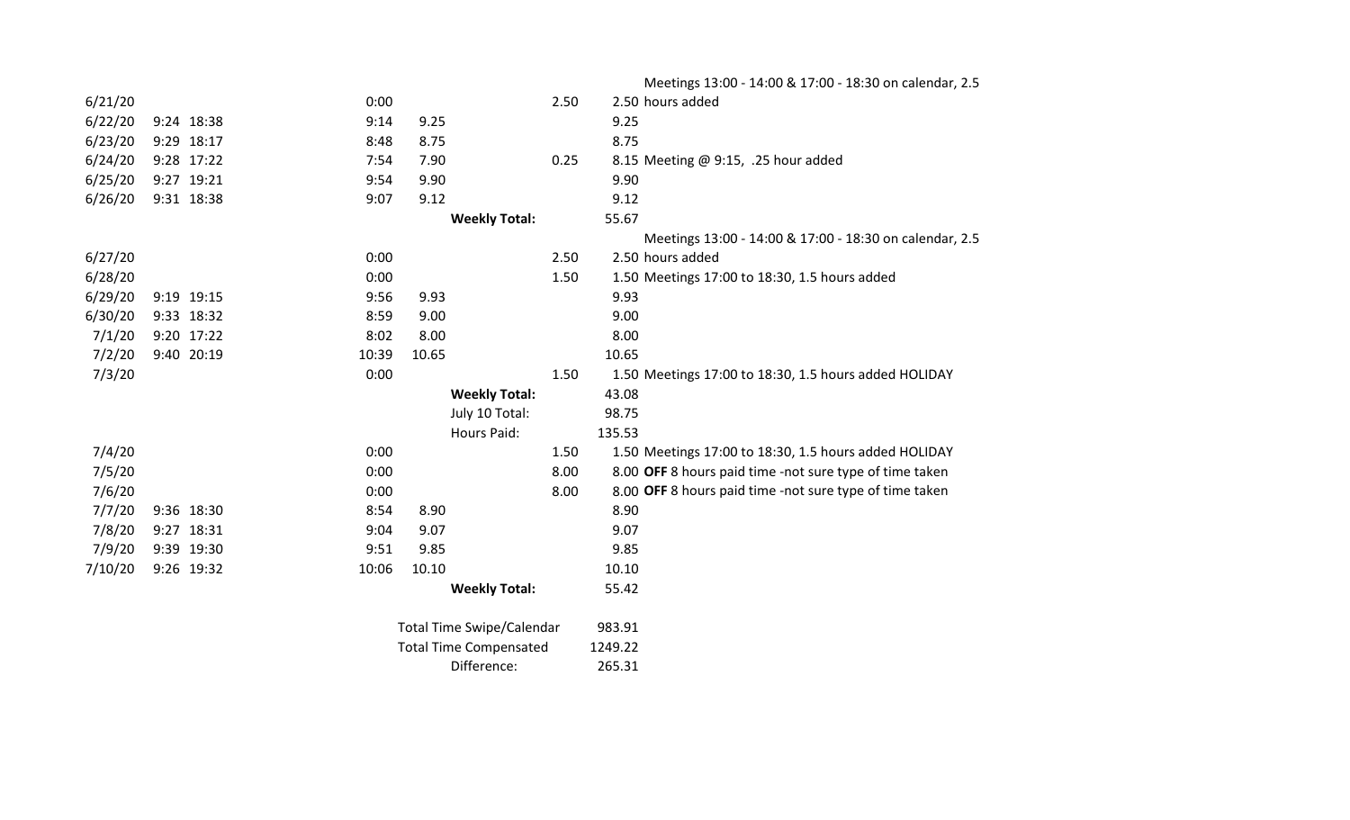| | | | | | | | |
|---|---|---|---|---|---|---|---|
| | | | | | | | Meetings 13:00 - 14:00 & 17:00 - 18:30 on calendar, 2.5 |
| 6/21/20 | | | 0:00 | | 2.50 | 2.50 | hours added |
| 6/22/20 | 9:24 | 18:38 | 9:14 | 9.25 | | 9.25 | |
| 6/23/20 | 9:29 | 18:17 | 8:48 | 8.75 | | 8.75 | |
| 6/24/20 | 9:28 | 17:22 | 7:54 | 7.90 | 0.25 | 8.15 | Meeting @ 9:15, .25 hour added |
| 6/25/20 | 9:27 | 19:21 | 9:54 | 9.90 | | 9.90 | |
| 6/26/20 | 9:31 | 18:38 | 9:07 | 9.12 | | 9.12 | |
| | | | | **Weekly Total:** | | 55.67 | |
| | | | | | | | Meetings 13:00 - 14:00 & 17:00 - 18:30 on calendar, 2.5 |
| 6/27/20 | | | 0:00 | | 2.50 | 2.50 | hours added |
| 6/28/20 | | | 0:00 | | 1.50 | 1.50 | Meetings 17:00 to 18:30, 1.5 hours added |
| 6/29/20 | 9:19 | 19:15 | 9:56 | 9.93 | | 9.93 | |
| 6/30/20 | 9:33 | 18:32 | 8:59 | 9.00 | | 9.00 | |
| 7/1/20 | 9:20 | 17:22 | 8:02 | 8.00 | | 8.00 | |
| 7/2/20 | 9:40 | 20:19 | 10:39 | 10.65 | | 10.65 | |
| 7/3/20 | | | 0:00 | | 1.50 | 1.50 | Meetings 17:00 to 18:30, 1.5 hours added HOLIDAY |
| | | | | **Weekly Total:** | | 43.08 | |
| | | | | July 10 Total: | | 98.75 | |
| | | | | Hours Paid: | | 135.53 | |
| 7/4/20 | | | 0:00 | | 1.50 | 1.50 | Meetings 17:00 to 18:30, 1.5 hours added HOLIDAY |
| 7/5/20 | | | 0:00 | | 8.00 | 8.00 | **OFF** 8 hours paid time -not sure type of time taken |
| 7/6/20 | | | 0:00 | | 8.00 | 8.00 | **OFF** 8 hours paid time -not sure type of time taken |
| 7/7/20 | 9:36 | 18:30 | 8:54 | 8.90 | | 8.90 | |
| 7/8/20 | 9:27 | 18:31 | 9:04 | 9.07 | | 9.07 | |
| 7/9/20 | 9:39 | 19:30 | 9:51 | 9.85 | | 9.85 | |
| 7/10/20 | 9:26 | 19:32 | 10:06 | 10.10 | | 10.10 | |
| | | | | **Weekly Total:** | | 55.42 | |
| | | | | Total Time Swipe/Calendar | | 983.91 | |
| | | | | Total Time Compensated | | 1249.22 | |
| | | | | Difference: | | 265.31 | |